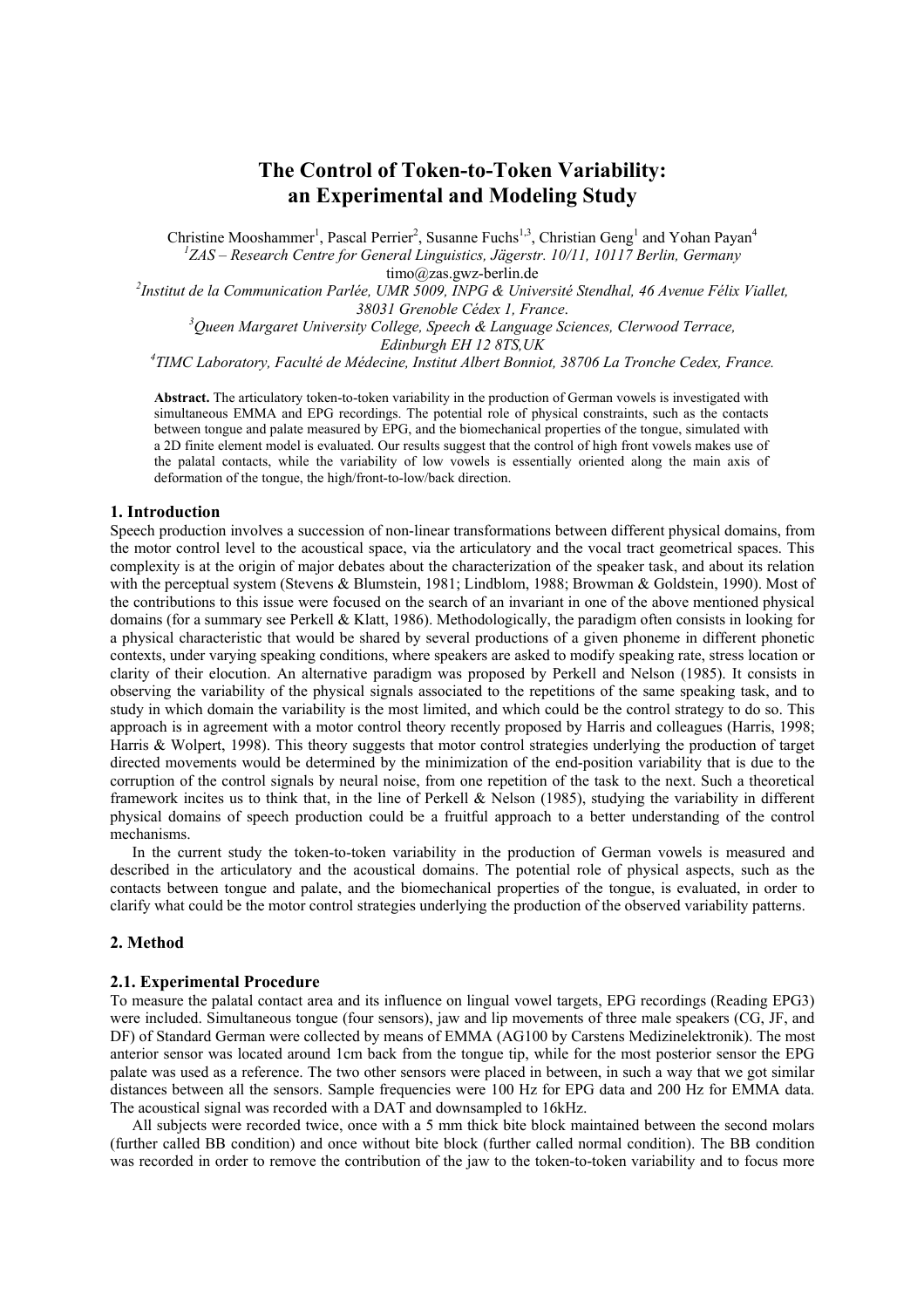# The Control of Token-to-Token Variability: an Experimental and Modeling Study

Christine Mooshammer[1], Pascal Perrier[2], Susanne Fuchs[1,3], Christian Geng[1] and Yohan Payan[4]

[1]*ZAS – Research Centre for General Linguistics, Jägerstr. 10/11, 10117 Berlin, Germany*
timo@zas.gwz-berlin.de

[2]*Institut de la Communication Parlée, UMR 5009, INPG & Université Stendhal, 46 Avenue Félix Viallet, 38031 Grenoble Cédex 1, France*.

[3]*Queen Margaret University College, Speech & Language Sciences, Clerwood Terrace, Edinburgh EH 12 8TS,UK*

[4]*TIMC Laboratory, Faculté de Médecine, Institut Albert Bonniot, 38706 La Tronche Cedex, France.*

**Abstract.** The articulatory token-to-token variability in the production of German vowels is investigated with simultaneous EMMA and EPG recordings. The potential role of physical constraints, such as the contacts between tongue and palate measured by EPG, and the biomechanical properties of the tongue, simulated with a 2D finite element model is evaluated. Our results suggest that the control of high front vowels makes use of the palatal contacts, while the variability of low vowels is essentially oriented along the main axis of deformation of the tongue, the high/front-to-low/back direction.

## 1. Introduction

Speech production involves a succession of non-linear transformations between different physical domains, from the motor control level to the acoustical space, via the articulatory and the vocal tract geometrical spaces. This complexity is at the origin of major debates about the characterization of the speaker task, and about its relation with the perceptual system (Stevens & Blumstein, 1981; Lindblom, 1988; Browman & Goldstein, 1990). Most of the contributions to this issue were focused on the search of an invariant in one of the above mentioned physical domains (for a summary see Perkell & Klatt, 1986). Methodologically, the paradigm often consists in looking for a physical characteristic that would be shared by several productions of a given phoneme in different phonetic contexts, under varying speaking conditions, where speakers are asked to modify speaking rate, stress location or clarity of their elocution. An alternative paradigm was proposed by Perkell and Nelson (1985). It consists in observing the variability of the physical signals associated to the repetitions of the same speaking task, and to study in which domain the variability is the most limited, and which could be the control strategy to do so. This approach is in agreement with a motor control theory recently proposed by Harris and colleagues (Harris, 1998; Harris & Wolpert, 1998). This theory suggests that motor control strategies underlying the production of target directed movements would be determined by the minimization of the end-position variability that is due to the corruption of the control signals by neural noise, from one repetition of the task to the next. Such a theoretical framework incites us to think that, in the line of Perkell & Nelson (1985), studying the variability in different physical domains of speech production could be a fruitful approach to a better understanding of the control mechanisms.

In the current study the token-to-token variability in the production of German vowels is measured and described in the articulatory and the acoustical domains. The potential role of physical aspects, such as the contacts between tongue and palate, and the biomechanical properties of the tongue, is evaluated, in order to clarify what could be the motor control strategies underlying the production of the observed variability patterns.

## 2. Method

### 2.1. Experimental Procedure

To measure the palatal contact area and its influence on lingual vowel targets, EPG recordings (Reading EPG3) were included. Simultaneous tongue (four sensors), jaw and lip movements of three male speakers (CG, JF, and DF) of Standard German were collected by means of EMMA (AG100 by Carstens Medizinelektronik). The most anterior sensor was located around 1cm back from the tongue tip, while for the most posterior sensor the EPG palate was used as a reference. The two other sensors were placed in between, in such a way that we got similar distances between all the sensors. Sample frequencies were 100 Hz for EPG data and 200 Hz for EMMA data. The acoustical signal was recorded with a DAT and downsampled to 16kHz.

All subjects were recorded twice, once with a 5 mm thick bite block maintained between the second molars (further called BB condition) and once without bite block (further called normal condition). The BB condition was recorded in order to remove the contribution of the jaw to the token-to-token variability and to focus more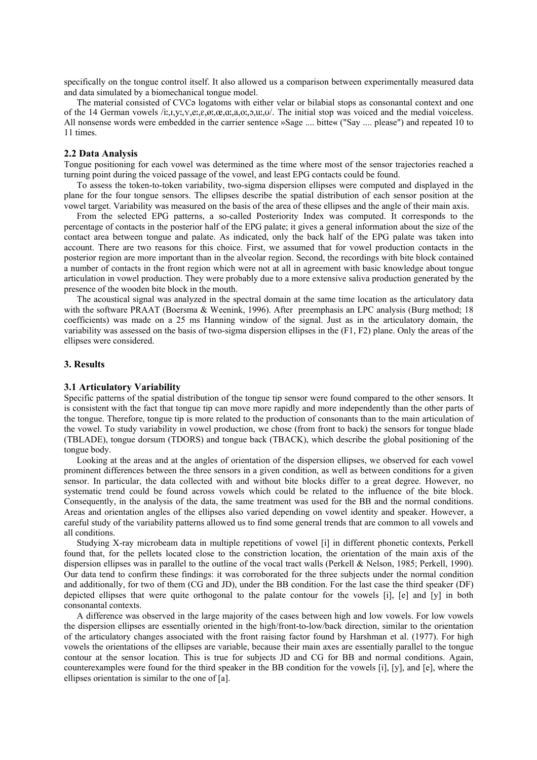specifically on the tongue control itself. It also allowed us a comparison between experimentally measured data and data simulated by a biomechanical tongue model.

The material consisted of CVCə logatoms with either velar or bilabial stops as consonantal context and one of the 14 German vowels /iː,ɪ,yː,ʏ,eː,ɛ,øː,œ,ɑː,a,oː,ɔ,uː,ʊ/. The initial stop was voiced and the medial voiceless. All nonsense words were embedded in the carrier sentence »Sage .... bitte« ("Say .... please") and repeated 10 to 11 times.

### 2.2 Data Analysis

Tongue positioning for each vowel was determined as the time where most of the sensor trajectories reached a turning point during the voiced passage of the vowel, and least EPG contacts could be found.

To assess the token-to-token variability, two-sigma dispersion ellipses were computed and displayed in the plane for the four tongue sensors. The ellipses describe the spatial distribution of each sensor position at the vowel target. Variability was measured on the basis of the area of these ellipses and the angle of their main axis.

From the selected EPG patterns, a so-called Posteriority Index was computed. It corresponds to the percentage of contacts in the posterior half of the EPG palate; it gives a general information about the size of the contact area between tongue and palate. As indicated, only the back half of the EPG palate was taken into account. There are two reasons for this choice. First, we assumed that for vowel production contacts in the posterior region are more important than in the alveolar region. Second, the recordings with bite block contained a number of contacts in the front region which were not at all in agreement with basic knowledge about tongue articulation in vowel production. They were probably due to a more extensive saliva production generated by the presence of the wooden bite block in the mouth.

The acoustical signal was analyzed in the spectral domain at the same time location as the articulatory data with the software PRAAT (Boersma & Weenink, 1996). After preemphasis an LPC analysis (Burg method; 18 coefficients) was made on a 25 ms Hanning window of the signal. Just as in the articulatory domain, the variability was assessed on the basis of two-sigma dispersion ellipses in the (F1, F2) plane. Only the areas of the ellipses were considered.

## 3. Results

### 3.1 Articulatory Variability

Specific patterns of the spatial distribution of the tongue tip sensor were found compared to the other sensors. It is consistent with the fact that tongue tip can move more rapidly and more independently than the other parts of the tongue. Therefore, tongue tip is more related to the production of consonants than to the main articulation of the vowel. To study variability in vowel production, we chose (from front to back) the sensors for tongue blade (TBLADE), tongue dorsum (TDORS) and tongue back (TBACK), which describe the global positioning of the tongue body.

Looking at the areas and at the angles of orientation of the dispersion ellipses, we observed for each vowel prominent differences between the three sensors in a given condition, as well as between conditions for a given sensor. In particular, the data collected with and without bite blocks differ to a great degree. However, no systematic trend could be found across vowels which could be related to the influence of the bite block. Consequently, in the analysis of the data, the same treatment was used for the BB and the normal conditions. Areas and orientation angles of the ellipses also varied depending on vowel identity and speaker. However, a careful study of the variability patterns allowed us to find some general trends that are common to all vowels and all conditions.

Studying X-ray microbeam data in multiple repetitions of vowel [i] in different phonetic contexts, Perkell found that, for the pellets located close to the constriction location, the orientation of the main axis of the dispersion ellipses was in parallel to the outline of the vocal tract walls (Perkell & Nelson, 1985; Perkell, 1990). Our data tend to confirm these findings: it was corroborated for the three subjects under the normal condition and additionally, for two of them (CG and JD), under the BB condition. For the last case the third speaker (DF) depicted ellipses that were quite orthogonal to the palate contour for the vowels [i], [e] and [y] in both consonantal contexts.

A difference was observed in the large majority of the cases between high and low vowels. For low vowels the dispersion ellipses are essentially oriented in the high/front-to-low/back direction, similar to the orientation of the articulatory changes associated with the front raising factor found by Harshman et al. (1977). For high vowels the orientations of the ellipses are variable, because their main axes are essentially parallel to the tongue contour at the sensor location. This is true for subjects JD and CG for BB and normal conditions. Again, counterexamples were found for the third speaker in the BB condition for the vowels [i], [y], and [e], where the ellipses orientation is similar to the one of [a].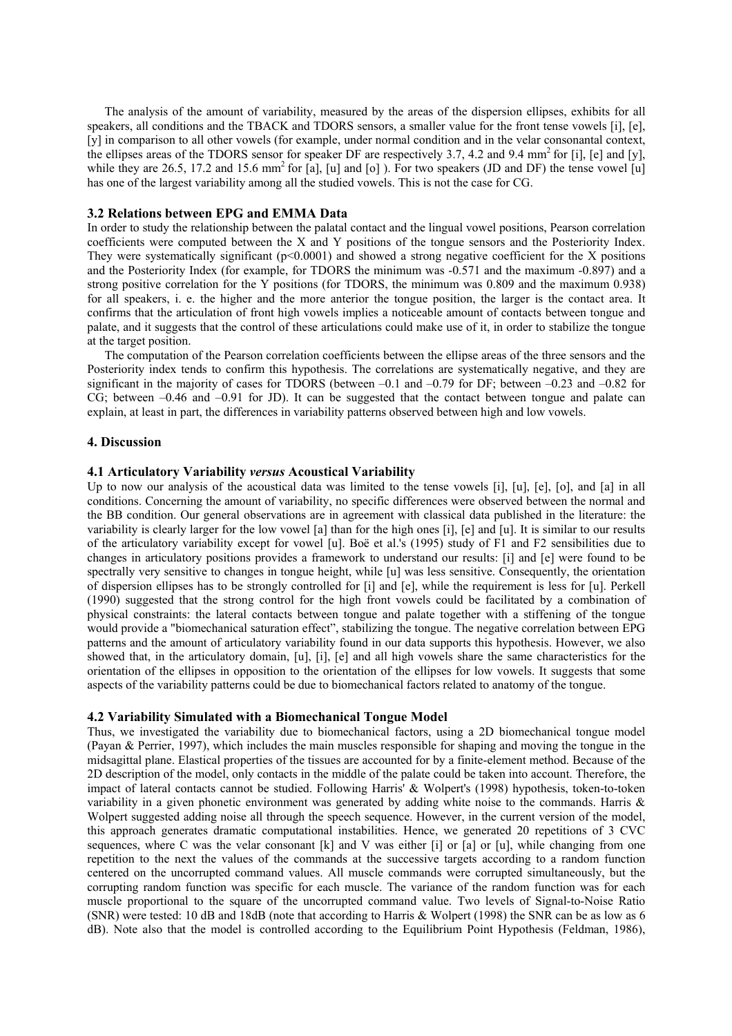The analysis of the amount of variability, measured by the areas of the dispersion ellipses, exhibits for all speakers, all conditions and the TBACK and TDORS sensors, a smaller value for the front tense vowels [i], [e], [y] in comparison to all other vowels (for example, under normal condition and in the velar consonantal context, the ellipses areas of the TDORS sensor for speaker DF are respectively 3.7, 4.2 and 9.4 $mm^2$ for [i], [e] and [y], while they are 26.5, 17.2 and 15.6 $mm^2$ for [a], [u] and [o] ). For two speakers (JD and DF) the tense vowel [u] has one of the largest variability among all the studied vowels. This is not the case for CG.

### 3.2 Relations between EPG and EMMA Data

In order to study the relationship between the palatal contact and the lingual vowel positions, Pearson correlation coefficients were computed between the X and Y positions of the tongue sensors and the Posteriority Index. They were systematically significant ($p<0.0001$) and showed a strong negative coefficient for the X positions and the Posteriority Index (for example, for TDORS the minimum was -0.571 and the maximum -0.897) and a strong positive correlation for the Y positions (for TDORS, the minimum was 0.809 and the maximum 0.938) for all speakers, i. e. the higher and the more anterior the tongue position, the larger is the contact area. It confirms that the articulation of front high vowels implies a noticeable amount of contacts between tongue and palate, and it suggests that the control of these articulations could make use of it, in order to stabilize the tongue at the target position.

The computation of the Pearson correlation coefficients between the ellipse areas of the three sensors and the Posteriority index tends to confirm this hypothesis. The correlations are systematically negative, and they are significant in the majority of cases for TDORS (between –0.1 and –0.79 for DF; between –0.23 and –0.82 for CG; between –0.46 and –0.91 for JD). It can be suggested that the contact between tongue and palate can explain, at least in part, the differences in variability patterns observed between high and low vowels.

## 4. Discussion

### 4.1 Articulatory Variability *versus* Acoustical Variability

Up to now our analysis of the acoustical data was limited to the tense vowels [i], [u], [e], [o], and [a] in all conditions. Concerning the amount of variability, no specific differences were observed between the normal and the BB condition. Our general observations are in agreement with classical data published in the literature: the variability is clearly larger for the low vowel [a] than for the high ones [i], [e] and [u]. It is similar to our results of the articulatory variability except for vowel [u]. Boë et al.'s (1995) study of F1 and F2 sensibilities due to changes in articulatory positions provides a framework to understand our results: [i] and [e] were found to be spectrally very sensitive to changes in tongue height, while [u] was less sensitive. Consequently, the orientation of dispersion ellipses has to be strongly controlled for [i] and [e], while the requirement is less for [u]. Perkell (1990) suggested that the strong control for the high front vowels could be facilitated by a combination of physical constraints: the lateral contacts between tongue and palate together with a stiffening of the tongue would provide a "biomechanical saturation effect", stabilizing the tongue. The negative correlation between EPG patterns and the amount of articulatory variability found in our data supports this hypothesis. However, we also showed that, in the articulatory domain, [u], [i], [e] and all high vowels share the same characteristics for the orientation of the ellipses in opposition to the orientation of the ellipses for low vowels. It suggests that some aspects of the variability patterns could be due to biomechanical factors related to anatomy of the tongue.

### 4.2 Variability Simulated with a Biomechanical Tongue Model

Thus, we investigated the variability due to biomechanical factors, using a 2D biomechanical tongue model (Payan & Perrier, 1997), which includes the main muscles responsible for shaping and moving the tongue in the midsagittal plane. Elastical properties of the tissues are accounted for by a finite-element method. Because of the 2D description of the model, only contacts in the middle of the palate could be taken into account. Therefore, the impact of lateral contacts cannot be studied. Following Harris' & Wolpert's (1998) hypothesis, token-to-token variability in a given phonetic environment was generated by adding white noise to the commands. Harris & Wolpert suggested adding noise all through the speech sequence. However, in the current version of the model, this approach generates dramatic computational instabilities. Hence, we generated 20 repetitions of 3 CVC sequences, where C was the velar consonant [k] and V was either [i] or [a] or [u], while changing from one repetition to the next the values of the commands at the successive targets according to a random function centered on the uncorrupted command values. All muscle commands were corrupted simultaneously, but the corrupting random function was specific for each muscle. The variance of the random function was for each muscle proportional to the square of the uncorrupted command value. Two levels of Signal-to-Noise Ratio (SNR) were tested: 10 dB and 18dB (note that according to Harris & Wolpert (1998) the SNR can be as low as 6 dB). Note also that the model is controlled according to the Equilibrium Point Hypothesis (Feldman, 1986),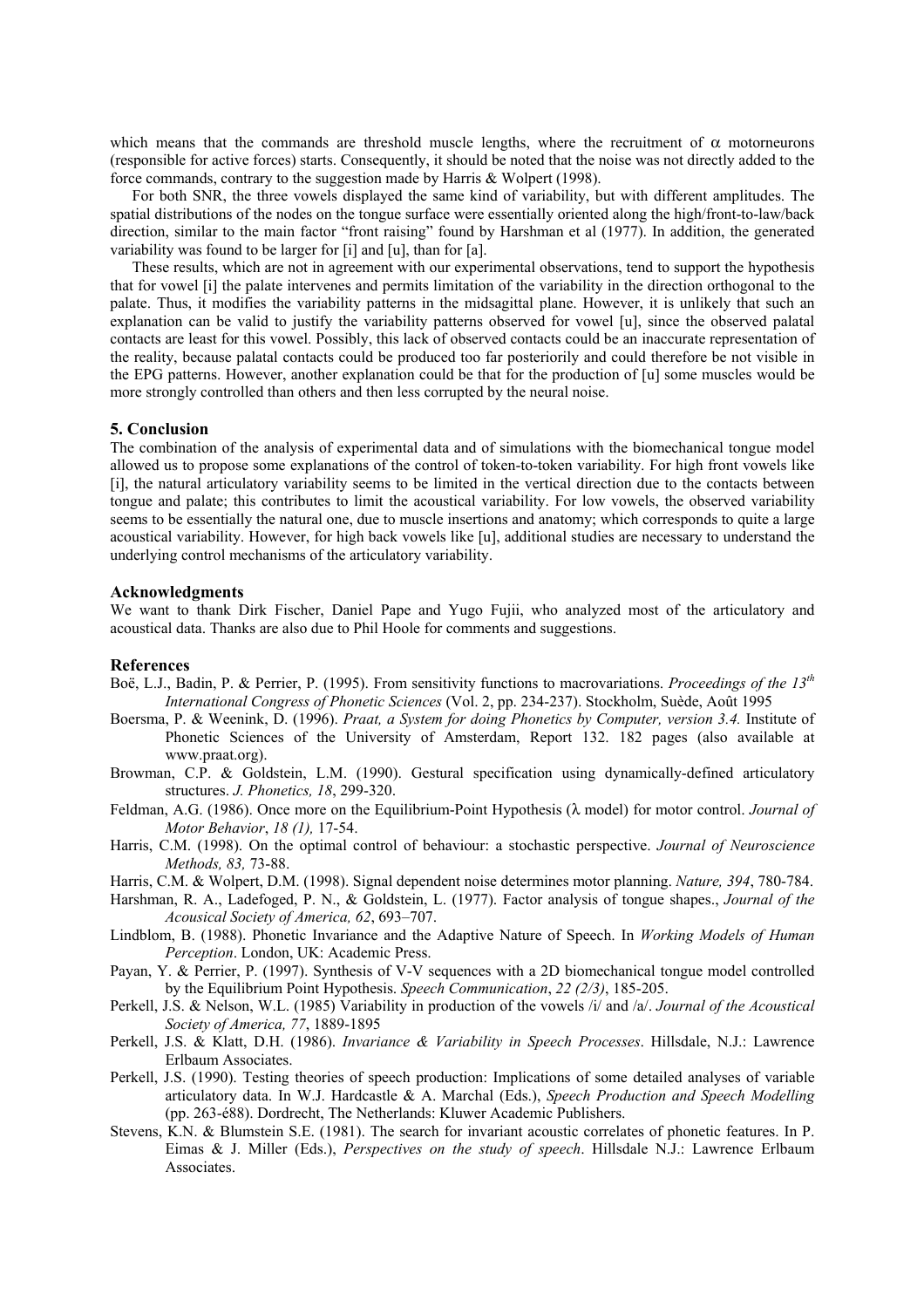which means that the commands are threshold muscle lengths, where the recruitment of $\alpha$ motorneurons (responsible for active forces) starts. Consequently, it should be noted that the noise was not directly added to the force commands, contrary to the suggestion made by Harris & Wolpert (1998).

For both SNR, the three vowels displayed the same kind of variability, but with different amplitudes. The spatial distributions of the nodes on the tongue surface were essentially oriented along the high/front-to-law/back direction, similar to the main factor "front raising" found by Harshman et al (1977). In addition, the generated variability was found to be larger for [i] and [u], than for [a].

These results, which are not in agreement with our experimental observations, tend to support the hypothesis that for vowel [i] the palate intervenes and permits limitation of the variability in the direction orthogonal to the palate. Thus, it modifies the variability patterns in the midsagittal plane. However, it is unlikely that such an explanation can be valid to justify the variability patterns observed for vowel [u], since the observed palatal contacts are least for this vowel. Possibly, this lack of observed contacts could be an inaccurate representation of the reality, because palatal contacts could be produced too far posteriorily and could therefore be not visible in the EPG patterns. However, another explanation could be that for the production of [u] some muscles would be more strongly controlled than others and then less corrupted by the neural noise.

## 5. Conclusion

The combination of the analysis of experimental data and of simulations with the biomechanical tongue model allowed us to propose some explanations of the control of token-to-token variability. For high front vowels like [i], the natural articulatory variability seems to be limited in the vertical direction due to the contacts between tongue and palate; this contributes to limit the acoustical variability. For low vowels, the observed variability seems to be essentially the natural one, due to muscle insertions and anatomy; which corresponds to quite a large acoustical variability. However, for high back vowels like [u], additional studies are necessary to understand the underlying control mechanisms of the articulatory variability.

## Acknowledgments

We want to thank Dirk Fischer, Daniel Pape and Yugo Fujii, who analyzed most of the articulatory and acoustical data. Thanks are also due to Phil Hoole for comments and suggestions.

## References

Boë, L.J., Badin, P. & Perrier, P. (1995). From sensitivity functions to macrovariations. *Proceedings of the 13th International Congress of Phonetic Sciences* (Vol. 2, pp. 234-237). Stockholm, Suède, Août 1995

Boersma, P. & Weenink, D. (1996). *Praat, a System for doing Phonetics by Computer, version 3.4.* Institute of Phonetic Sciences of the University of Amsterdam, Report 132. 182 pages (also available at www.praat.org).

Browman, C.P. & Goldstein, L.M. (1990). Gestural specification using dynamically-defined articulatory structures. *J. Phonetics, 18*, 299-320.

Feldman, A.G. (1986). Once more on the Equilibrium-Point Hypothesis ($\lambda$ model) for motor control. *Journal of Motor Behavior*, *18 (1),* 17-54.

Harris, C.M. (1998). On the optimal control of behaviour: a stochastic perspective. *Journal of Neuroscience Methods, 83,* 73-88.

Harris, C.M. & Wolpert, D.M. (1998). Signal dependent noise determines motor planning. *Nature, 394*, 780-784.

Harshman, R. A., Ladefoged, P. N., & Goldstein, L. (1977). Factor analysis of tongue shapes., *Journal of the Acousical Society of America, 62*, 693–707.

Lindblom, B. (1988). Phonetic Invariance and the Adaptive Nature of Speech. In *Working Models of Human Perception*. London, UK: Academic Press.

Payan, Y. & Perrier, P. (1997). Synthesis of V-V sequences with a 2D biomechanical tongue model controlled by the Equilibrium Point Hypothesis. *Speech Communication*, *22 (2/3)*, 185-205.

Perkell, J.S. & Nelson, W.L. (1985) Variability in production of the vowels /i/ and /a/. *Journal of the Acoustical Society of America, 77*, 1889-1895

Perkell, J.S. & Klatt, D.H. (1986). *Invariance & Variability in Speech Processes*. Hillsdale, N.J.: Lawrence Erlbaum Associates.

Perkell, J.S. (1990). Testing theories of speech production: Implications of some detailed analyses of variable articulatory data. In W.J. Hardcastle & A. Marchal (Eds.), *Speech Production and Speech Modelling* (pp. 263-é88). Dordrecht, The Netherlands: Kluwer Academic Publishers.

Stevens, K.N. & Blumstein S.E. (1981). The search for invariant acoustic correlates of phonetic features. In P. Eimas & J. Miller (Eds.), *Perspectives on the study of speech*. Hillsdale N.J.: Lawrence Erlbaum Associates.